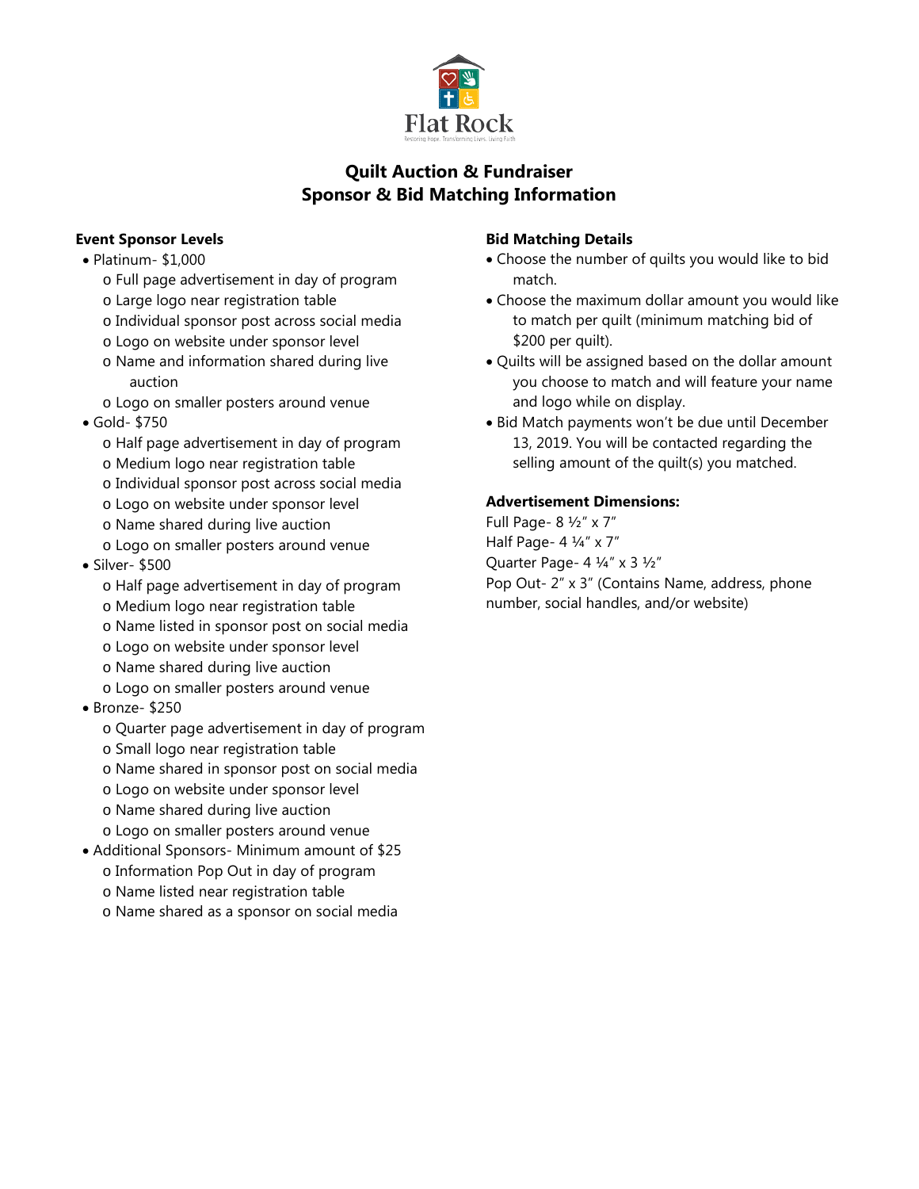Flat Rock

Restoring Hope. Transforming Lives. Living Faith

# Quilt Auction & Fundraiser
# Sponsor & Bid Matching Information

**Event Sponsor Levels**

- Platinum- $1,000
  - Full page advertisement in day of program
  - Large logo near registration table
  - Individual sponsor post across social media
  - Logo on website under sponsor level
  - Name and information shared during live auction
  - Logo on smaller posters around venue
- Gold- $750
  - Half page advertisement in day of program
  - Medium logo near registration table
  - Individual sponsor post across social media
  - Logo on website under sponsor level
  - Name shared during live auction
  - Logo on smaller posters around venue
- Silver- $500
  - Half page advertisement in day of program
  - Medium logo near registration table
  - Name listed in sponsor post on social media
  - Logo on website under sponsor level
  - Name shared during live auction
  - Logo on smaller posters around venue
- Bronze- $250
  - Quarter page advertisement in day of program
  - Small logo near registration table
  - Name shared in sponsor post on social media
  - Logo on website under sponsor level
  - Name shared during live auction
  - Logo on smaller posters around venue
- Additional Sponsors- Minimum amount of $25
  - Information Pop Out in day of program
  - Name listed near registration table
  - Name shared as a sponsor on social media

**Bid Matching Details**

- Choose the number of quilts you would like to bid match.
- Choose the maximum dollar amount you would like to match per quilt (minimum matching bid of $200 per quilt).
- Quilts will be assigned based on the dollar amount you choose to match and will feature your name and logo while on display.
- Bid Match payments won't be due until December 13, 2019. You will be contacted regarding the selling amount of the quilt(s) you matched.

**Advertisement Dimensions:**

Full Page- 8 ½" x 7"
Half Page- 4 ¼" x 7"
Quarter Page- 4 ¼" x 3 ½"
Pop Out- 2" x 3" (Contains Name, address, phone number, social handles, and/or website)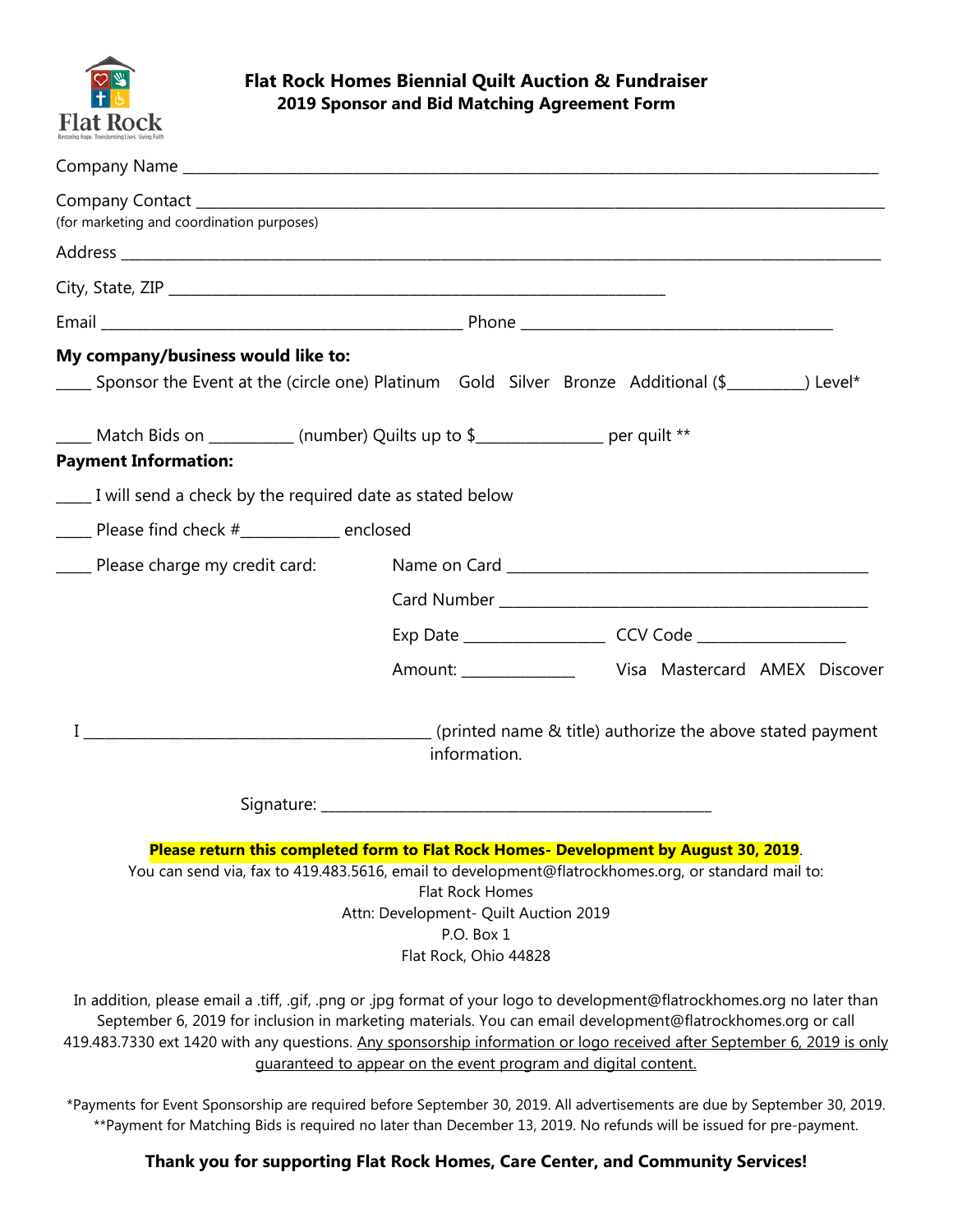Flat Rock
Restoring Hope. Transforming Lives. Living Faith

# Flat Rock Homes Biennial Quilt Auction & Fundraiser
## 2019 Sponsor and Bid Matching Agreement Form

Company Name ____________________________________________________________

Company Contact __________________________________________________________
(for marketing and coordination purposes)

Address _________________________________________________________________

City, State, ZIP ____________________________________________

Email ________________________________ Phone ___________________________

**My company/business would like to:**

_____ Sponsor the Event at the (circle one) Platinum Gold Silver Bronze Additional ($_________) Level*

_____ Match Bids on __________ (number) Quilts up to $_______________ per quilt **

**Payment Information:**

_____ I will send a check by the required date as stated below

_____ Please find check #____________ enclosed

_____ Please charge my credit card: Name on Card ________________________________

Card Number ________________________________

Exp Date _________________ CCV Code __________________

Amount: ______________ Visa Mastercard AMEX Discover

I ____________________________________ (printed name & title) authorize the above stated payment information.

Signature: ______________________________________

**Please return this completed form to Flat Rock Homes- Development by August 30, 2019.**
You can send via, fax to 419.483.5616, email to development@flatrockhomes.org, or standard mail to:
Flat Rock Homes
Attn: Development- Quilt Auction 2019
P.O. Box 1
Flat Rock, Ohio 44828

In addition, please email a .tiff, .gif, .png or .jpg format of your logo to development@flatrockhomes.org no later than September 6, 2019 for inclusion in marketing materials. You can email development@flatrockhomes.org or call 419.483.7330 ext 1420 with any questions. <u>Any sponsorship information or logo received after September 6, 2019 is only guaranteed to appear on the event program and digital content.</u>

*Payments for Event Sponsorship are required before September 30, 2019. All advertisements are due by September 30, 2019.
**Payment for Matching Bids is required no later than December 13, 2019. No refunds will be issued for pre-payment.

**Thank you for supporting Flat Rock Homes, Care Center, and Community Services!**